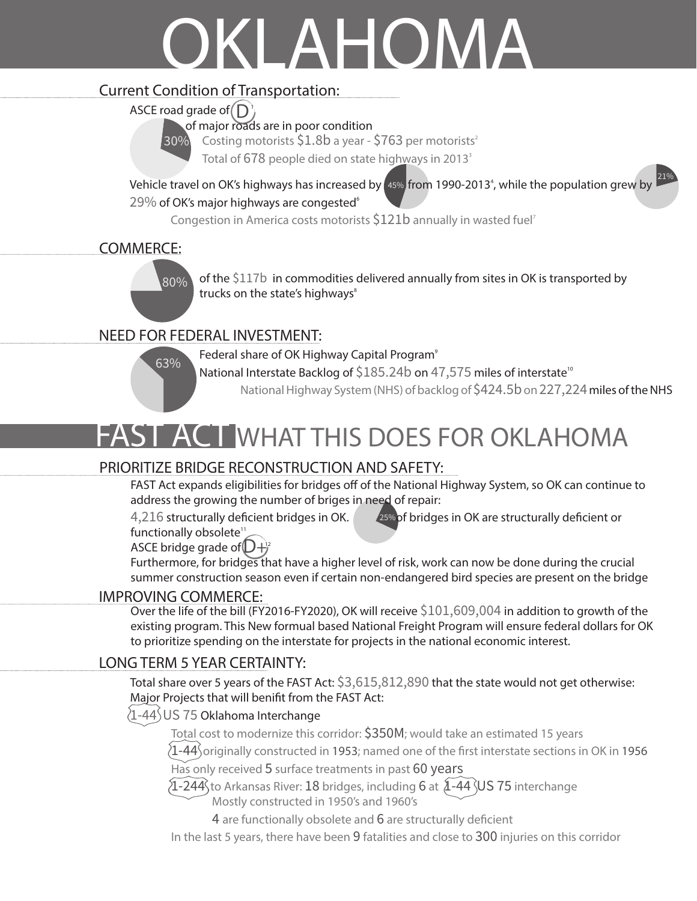# OKLAHOMA

## Current Condition of Transportation:

ASCE road grade of D[1]

30% of major roads are in poor condition

Costing motorists $1.8b a year - $763 per motorists[2]

Total of 678 people died on state highways in 2013[3]

Vehicle travel on OK's highways has increased by 45% from 1990-2013[4], while the population grew by 21%

29% of OK's major highways are congested[6]

Congestion in America costs motorists $121b annually in wasted fuel[7]

## COMMERCE:

80% of the $117b in commodities delivered annually from sites in OK is transported by trucks on the state's highways[8]

## NEED FOR FEDERAL INVESTMENT:

63% Federal share of OK Highway Capital Program[9]

National Interstate Backlog of $185.24b on 47,575 miles of interstate[10]

National Highway System (NHS) of backlog of $424.5b on 227,224 miles of the NHS

# FAST ACT WHAT THIS DOES FOR OKLAHOMA

## PRIORITIZE BRIDGE RECONSTRUCTION AND SAFETY:

FAST Act expands eligibilities for bridges off of the National Highway System, so OK can continue to address the growing the number of briges in need of repair:

4,216 structurally deficient bridges in OK. 25% of bridges in OK are structurally deficient or functionally obsolete[11]

ASCE bridge grade of D+[12]

Furthermore, for bridges that have a higher level of risk, work can now be done during the crucial summer construction season even if certain non-endangered bird species are present on the bridge

## IMPROVING COMMERCE:

Over the life of the bill (FY2016-FY2020), OK will receive $101,609,004 in addition to growth of the existing program. This New formual based National Freight Program will ensure federal dollars for OK to prioritize spending on the interstate for projects in the national economic interest.

## LONG TERM 5 YEAR CERTAINTY:

Total share over 5 years of the FAST Act: $3,615,812,890 that the state would not get otherwise:

Major Projects that will benifit from the FAST Act:

1-44 US 75 Oklahoma Interchange

- Total cost to modernize this corridor: $350M; would take an estimated 15 years
- 1-44 originally constructed in 1953; named one of the first interstate sections in OK in 1956
- Has only received 5 surface treatments in past 60 years
- 1-244 to Arkansas River: 18 bridges, including 6 at 1-44 US 75 interchange
  - Mostly constructed in 1950's and 1960's
  - 4 are functionally obsolete and 6 are structurally deficient
- In the last 5 years, there have been 9 fatalities and close to 300 injuries on this corridor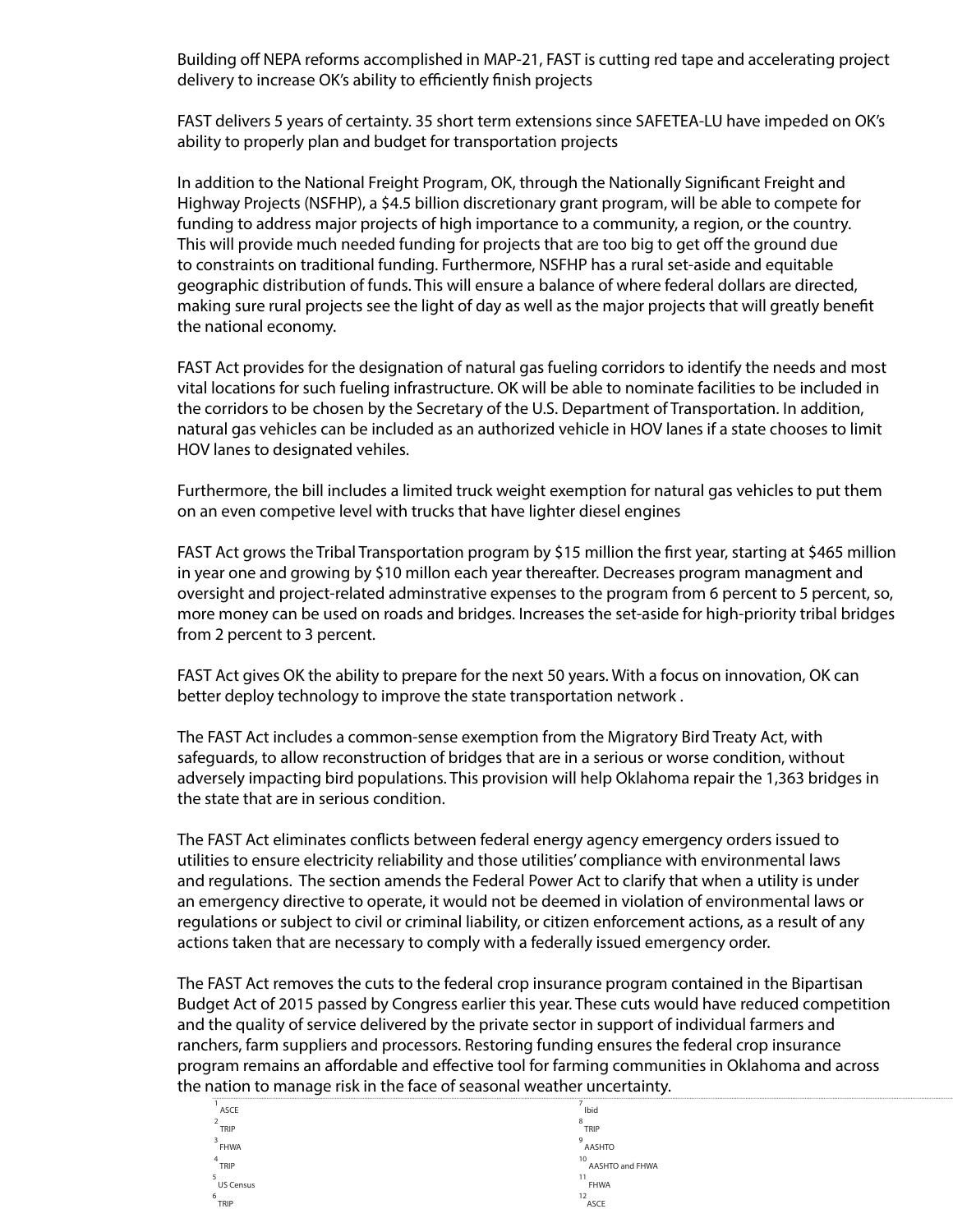Building off NEPA reforms accomplished in MAP-21, FAST is cutting red tape and accelerating project delivery to increase OK's ability to efficiently finish projects

FAST delivers 5 years of certainty. 35 short term extensions since SAFETEA-LU have impeded on OK's ability to properly plan and budget for transportation projects

In addition to the National Freight Program, OK, through the Nationally Significant Freight and Highway Projects (NSFHP), a $4.5 billion discretionary grant program, will be able to compete for funding to address major projects of high importance to a community, a region, or the country. This will provide much needed funding for projects that are too big to get off the ground due to constraints on traditional funding. Furthermore, NSFHP has a rural set-aside and equitable geographic distribution of funds. This will ensure a balance of where federal dollars are directed, making sure rural projects see the light of day as well as the major projects that will greatly benefit the national economy.

FAST Act provides for the designation of natural gas fueling corridors to identify the needs and most vital locations for such fueling infrastructure. OK will be able to nominate facilities to be included in the corridors to be chosen by the Secretary of the U.S. Department of Transportation. In addition, natural gas vehicles can be included as an authorized vehicle in HOV lanes if a state chooses to limit HOV lanes to designated vehiles.

Furthermore, the bill includes a limited truck weight exemption for natural gas vehicles to put them on an even competive level with trucks that have lighter diesel engines

FAST Act grows the Tribal Transportation program by $15 million the first year, starting at $465 million in year one and growing by $10 millon each year thereafter. Decreases program managment and oversight and project-related adminstrative expenses to the program from 6 percent to 5 percent, so, more money can be used on roads and bridges. Increases the set-aside for high-priority tribal bridges from 2 percent to 3 percent.

FAST Act gives OK the ability to prepare for the next 50 years. With a focus on innovation, OK can better deploy technology to improve the state transportation network .

The FAST Act includes a common-sense exemption from the Migratory Bird Treaty Act, with safeguards, to allow reconstruction of bridges that are in a serious or worse condition, without adversely impacting bird populations. This provision will help Oklahoma repair the 1,363 bridges in the state that are in serious condition.

The FAST Act eliminates conflicts between federal energy agency emergency orders issued to utilities to ensure electricity reliability and those utilities' compliance with environmental laws and regulations. The section amends the Federal Power Act to clarify that when a utility is under an emergency directive to operate, it would not be deemed in violation of environmental laws or regulations or subject to civil or criminal liability, or citizen enforcement actions, as a result of any actions taken that are necessary to comply with a federally issued emergency order.

The FAST Act removes the cuts to the federal crop insurance program contained in the Bipartisan Budget Act of 2015 passed by Congress earlier this year. These cuts would have reduced competition and the quality of service delivered by the private sector in support of individual farmers and ranchers, farm suppliers and processors. Restoring funding ensures the federal crop insurance program remains an affordable and effective tool for farming communities in Oklahoma and across the nation to manage risk in the face of seasonal weather uncertainty.

[1] ASCE
[2] TRIP
[3] FHWA
[4] TRIP
[5] US Census
[6] TRIP
[7] Ibid
[8] TRIP
[9] AASHTO
[10] AASHTO and FHWA
[11] FHWA
[12] ASCE